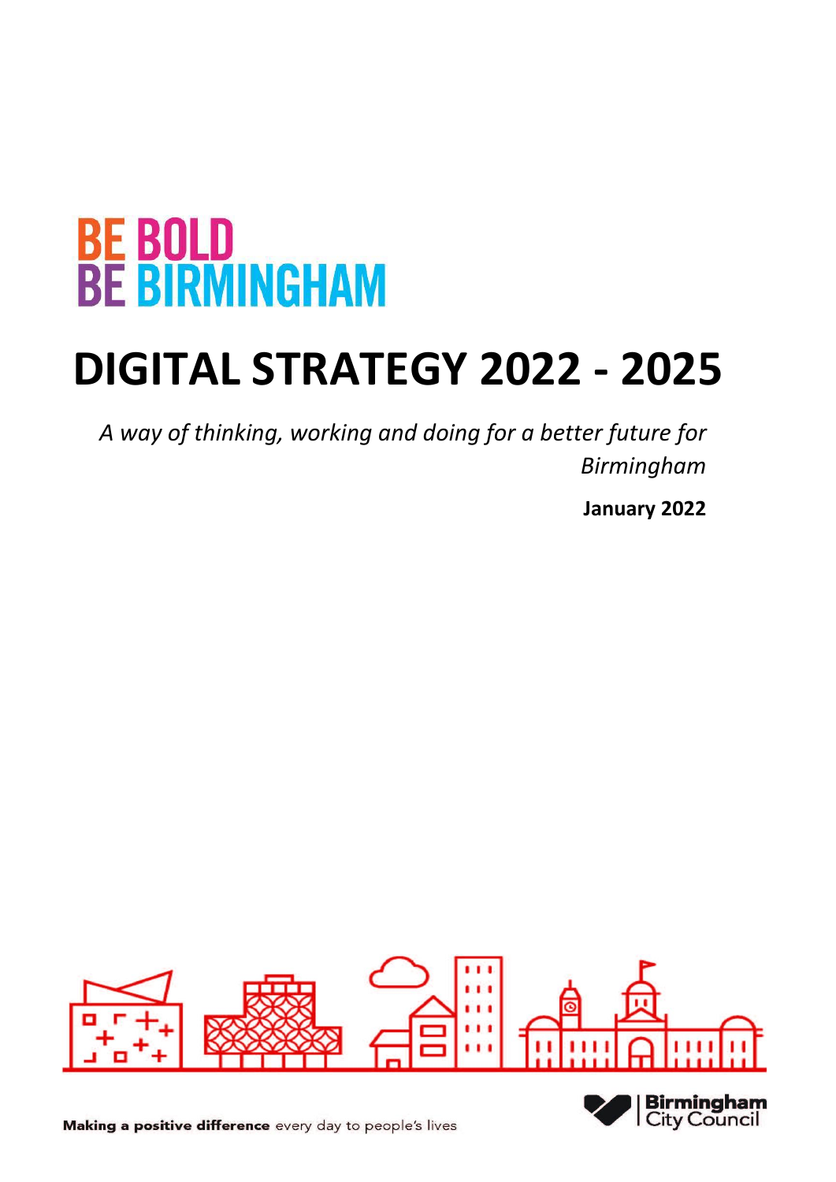BE BOLD
BE BIRMINGHAM

# DIGITAL STRATEGY 2022 - 2025

*A way of thinking, working and doing for a better future for Birmingham*

**January 2022**

**Making a positive difference** every day to people's lives

Birmingham City Council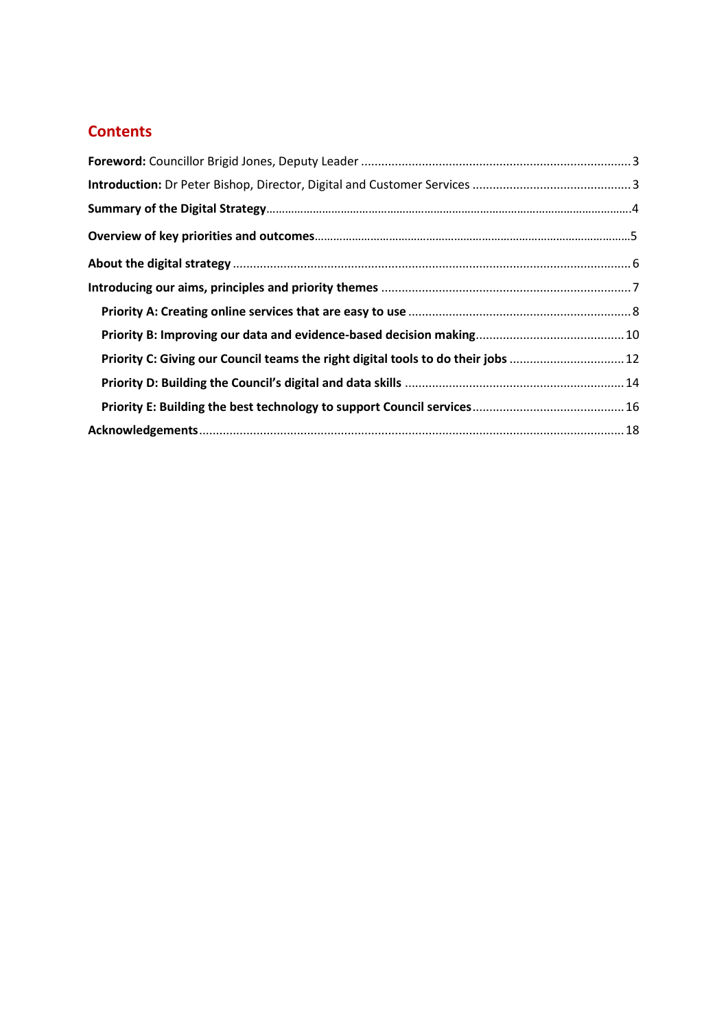## Contents

**Foreword:** Councillor Brigid Jones, Deputy Leader ........ 3

**Introduction:** Dr Peter Bishop, Director, Digital and Customer Services ........ 3

**Summary of the Digital Strategy** ........ 4

**Overview of key priorities and outcomes** ........ 5

**About the digital strategy** ........ 6

**Introducing our aims, principles and priority themes** ........ 7

- **Priority A: Creating online services that are easy to use** ........ 8
- **Priority B: Improving our data and evidence-based decision making** ........ 10
- **Priority C: Giving our Council teams the right digital tools to do their jobs** ........ 12
- **Priority D: Building the Council's digital and data skills** ........ 14
- **Priority E: Building the best technology to support Council services** ........ 16

**Acknowledgements** ........ 18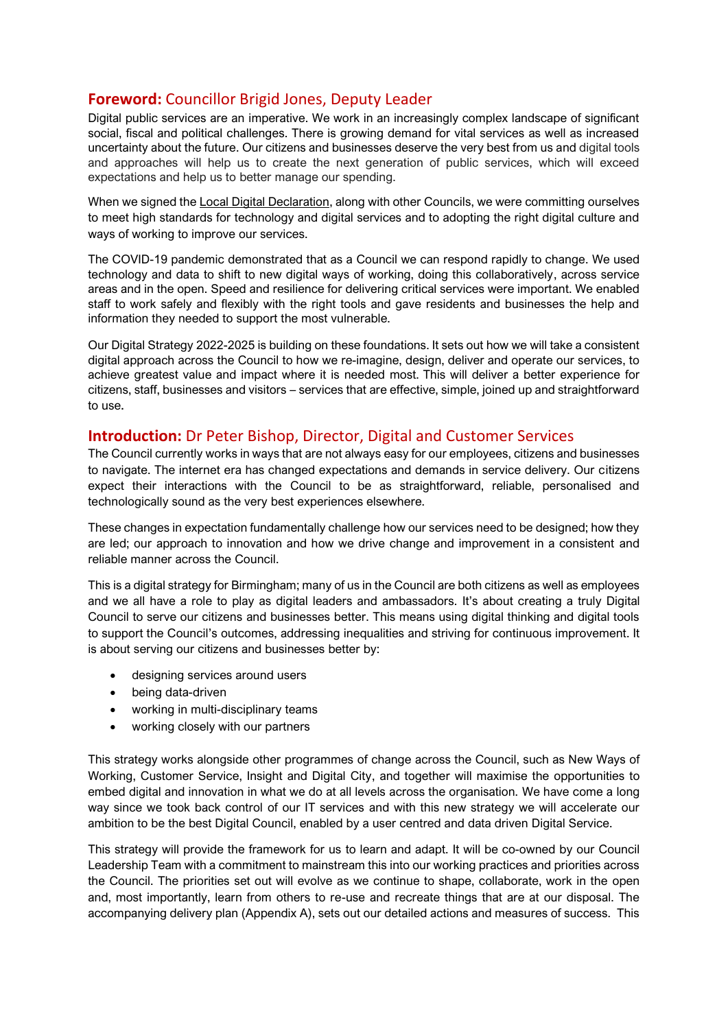## **Foreword:** Councillor Brigid Jones, Deputy Leader

Digital public services are an imperative. We work in an increasingly complex landscape of significant social, fiscal and political challenges. There is growing demand for vital services as well as increased uncertainty about the future. Our citizens and businesses deserve the very best from us and digital tools and approaches will help us to create the next generation of public services, which will exceed expectations and help us to better manage our spending.

When we signed the Local Digital Declaration, along with other Councils, we were committing ourselves to meet high standards for technology and digital services and to adopting the right digital culture and ways of working to improve our services.

The COVID-19 pandemic demonstrated that as a Council we can respond rapidly to change. We used technology and data to shift to new digital ways of working, doing this collaboratively, across service areas and in the open. Speed and resilience for delivering critical services were important. We enabled staff to work safely and flexibly with the right tools and gave residents and businesses the help and information they needed to support the most vulnerable.

Our Digital Strategy 2022-2025 is building on these foundations. It sets out how we will take a consistent digital approach across the Council to how we re-imagine, design, deliver and operate our services, to achieve greatest value and impact where it is needed most. This will deliver a better experience for citizens, staff, businesses and visitors – services that are effective, simple, joined up and straightforward to use.

## **Introduction:** Dr Peter Bishop, Director, Digital and Customer Services

The Council currently works in ways that are not always easy for our employees, citizens and businesses to navigate. The internet era has changed expectations and demands in service delivery. Our citizens expect their interactions with the Council to be as straightforward, reliable, personalised and technologically sound as the very best experiences elsewhere.

These changes in expectation fundamentally challenge how our services need to be designed; how they are led; our approach to innovation and how we drive change and improvement in a consistent and reliable manner across the Council.

This is a digital strategy for Birmingham; many of us in the Council are both citizens as well as employees and we all have a role to play as digital leaders and ambassadors. It's about creating a truly Digital Council to serve our citizens and businesses better. This means using digital thinking and digital tools to support the Council's outcomes, addressing inequalities and striving for continuous improvement. It is about serving our citizens and businesses better by:

- designing services around users
- being data-driven
- working in multi-disciplinary teams
- working closely with our partners

This strategy works alongside other programmes of change across the Council, such as New Ways of Working, Customer Service, Insight and Digital City, and together will maximise the opportunities to embed digital and innovation in what we do at all levels across the organisation. We have come a long way since we took back control of our IT services and with this new strategy we will accelerate our ambition to be the best Digital Council, enabled by a user centred and data driven Digital Service.

This strategy will provide the framework for us to learn and adapt. It will be co-owned by our Council Leadership Team with a commitment to mainstream this into our working practices and priorities across the Council. The priorities set out will evolve as we continue to shape, collaborate, work in the open and, most importantly, learn from others to re-use and recreate things that are at our disposal. The accompanying delivery plan (Appendix A), sets out our detailed actions and measures of success. This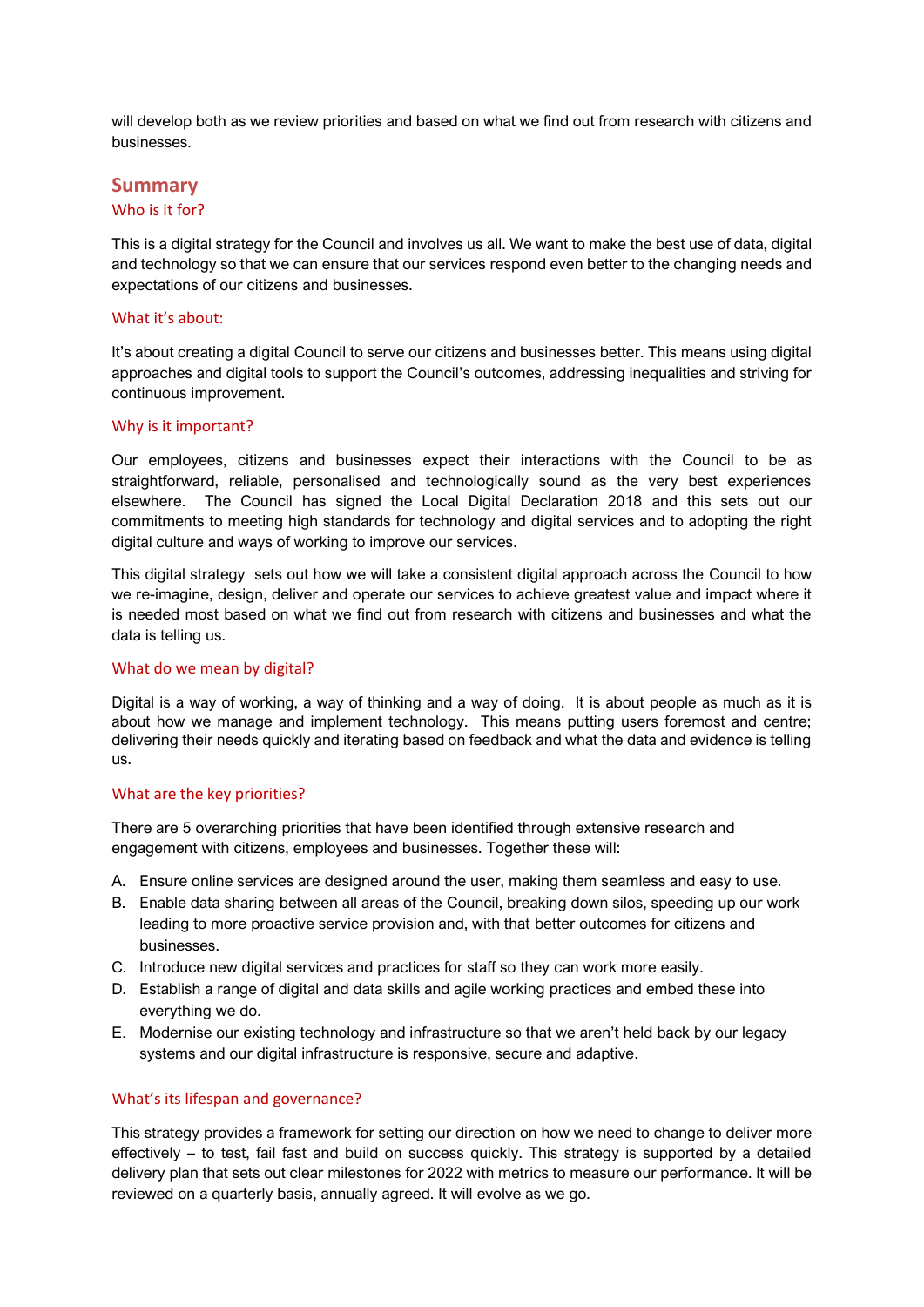will develop both as we review priorities and based on what we find out from research with citizens and businesses.

## Summary

### Who is it for?

This is a digital strategy for the Council and involves us all. We want to make the best use of data, digital and technology so that we can ensure that our services respond even better to the changing needs and expectations of our citizens and businesses.

### What it's about:

It's about creating a digital Council to serve our citizens and businesses better. This means using digital approaches and digital tools to support the Council's outcomes, addressing inequalities and striving for continuous improvement.

### Why is it important?

Our employees, citizens and businesses expect their interactions with the Council to be as straightforward, reliable, personalised and technologically sound as the very best experiences elsewhere. The Council has signed the Local Digital Declaration 2018 and this sets out our commitments to meeting high standards for technology and digital services and to adopting the right digital culture and ways of working to improve our services.

This digital strategy sets out how we will take a consistent digital approach across the Council to how we re-imagine, design, deliver and operate our services to achieve greatest value and impact where it is needed most based on what we find out from research with citizens and businesses and what the data is telling us.

### What do we mean by digital?

Digital is a way of working, a way of thinking and a way of doing. It is about people as much as it is about how we manage and implement technology. This means putting users foremost and centre; delivering their needs quickly and iterating based on feedback and what the data and evidence is telling us.

### What are the key priorities?

There are 5 overarching priorities that have been identified through extensive research and engagement with citizens, employees and businesses. Together these will:

A. Ensure online services are designed around the user, making them seamless and easy to use.
B. Enable data sharing between all areas of the Council, breaking down silos, speeding up our work leading to more proactive service provision and, with that better outcomes for citizens and businesses.
C. Introduce new digital services and practices for staff so they can work more easily.
D. Establish a range of digital and data skills and agile working practices and embed these into everything we do.
E. Modernise our existing technology and infrastructure so that we aren't held back by our legacy systems and our digital infrastructure is responsive, secure and adaptive.

### What's its lifespan and governance?

This strategy provides a framework for setting our direction on how we need to change to deliver more effectively – to test, fail fast and build on success quickly. This strategy is supported by a detailed delivery plan that sets out clear milestones for 2022 with metrics to measure our performance. It will be reviewed on a quarterly basis, annually agreed. It will evolve as we go.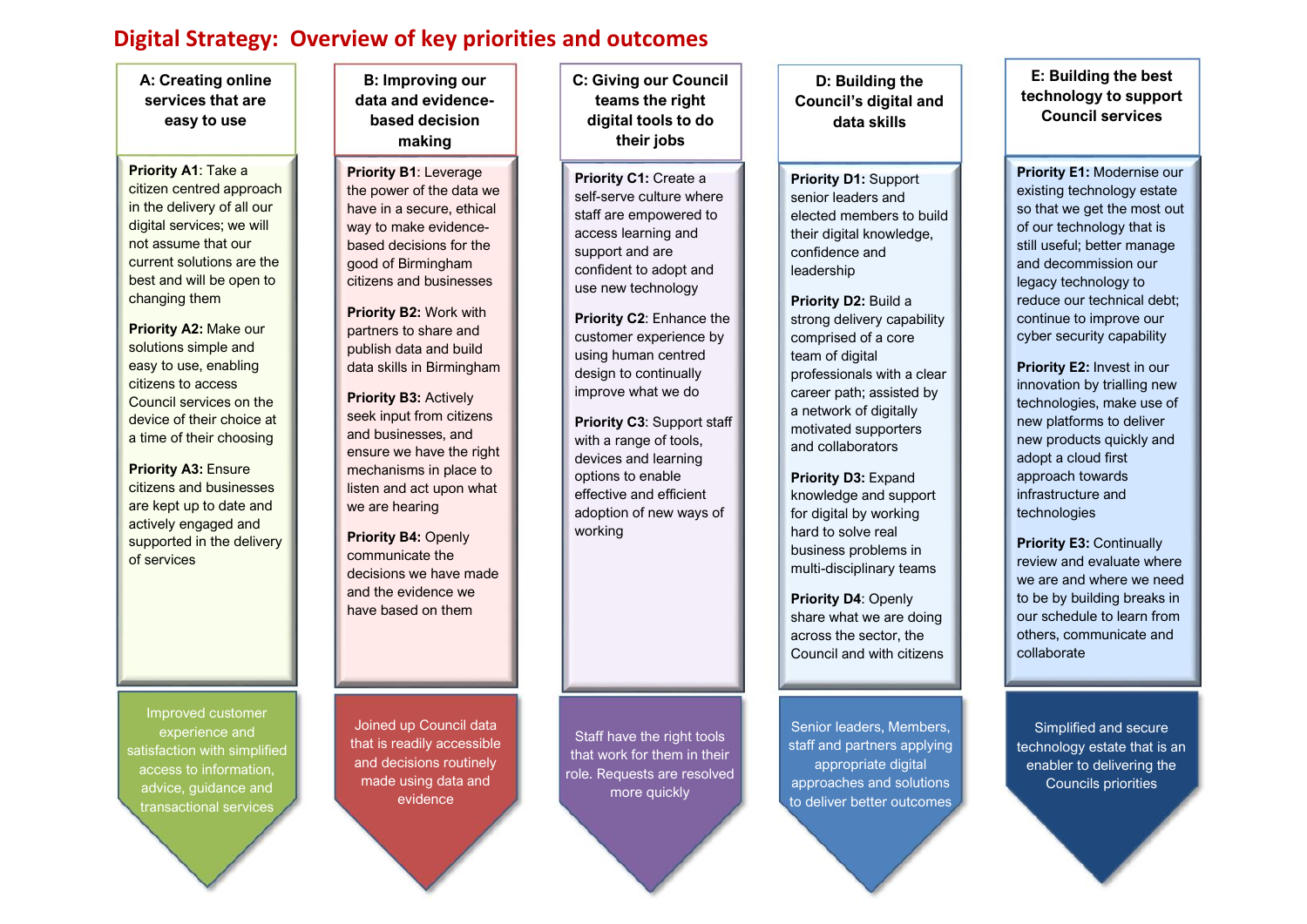# Digital Strategy: Overview of key priorities and outcomes

## A: Creating online services that are easy to use

**Priority A1**: Take a citizen centred approach in the delivery of all our digital services; we will not assume that our current solutions are the best and will be open to changing them

**Priority A2:** Make our solutions simple and easy to use, enabling citizens to access Council services on the device of their choice at a time of their choosing

**Priority A3:** Ensure citizens and businesses are kept up to date and actively engaged and supported in the delivery of services

**Outcome:** Improved customer experience and satisfaction with simplified access to information, advice, guidance and transactional services

## B: Improving our data and evidence-based decision making

**Priority B1**: Leverage the power of the data we have in a secure, ethical way to make evidence-based decisions for the good of Birmingham citizens and businesses

**Priority B2:** Work with partners to share and publish data and build data skills in Birmingham

**Priority B3:** Actively seek input from citizens and businesses, and ensure we have the right mechanisms in place to listen and act upon what we are hearing

**Priority B4:** Openly communicate the decisions we have made and the evidence we have based on them

**Outcome:** Joined up Council data that is readily accessible and decisions routinely made using data and evidence

## C: Giving our Council teams the right digital tools to do their jobs

**Priority C1**: Create a self-serve culture where staff are empowered to access learning and support and are confident to adopt and use new technology

**Priority C2**: Enhance the customer experience by using human centred design to continually improve what we do

**Priority C3**: Support staff with a range of tools, devices and learning options to enable effective and efficient adoption of new ways of working

**Outcome:** Staff have the right tools that work for them in their role. Requests are resolved more quickly

## D: Building the Council's digital and data skills

**Priority D1:** Support senior leaders and elected members to build their digital knowledge, confidence and leadership

**Priority D2:** Build a strong delivery capability comprised of a core team of digital professionals with a clear career path; assisted by a network of digitally motivated supporters and collaborators

**Priority D3:** Expand knowledge and support for digital by working hard to solve real business problems in multi-disciplinary teams

**Priority D4**: Openly share what we are doing across the sector, the Council and with citizens

**Outcome:** Senior leaders, Members, staff and partners applying appropriate digital approaches and solutions to deliver better outcomes

## E: Building the best technology to support Council services

**Priority E1:** Modernise our existing technology estate so that we get the most out of our technology that is still useful; better manage and decommission our legacy technology to reduce our technical debt; continue to improve our cyber security capability

**Priority E2:** Invest in our innovation by trialling new technologies, make use of new platforms to deliver new products quickly and adopt a cloud first approach towards infrastructure and technologies

**Priority E3:** Continually review and evaluate where we are and where we need to be by building breaks in our schedule to learn from others, communicate and collaborate

**Outcome:** Simplified and secure technology estate that is an enabler to delivering the Councils priorities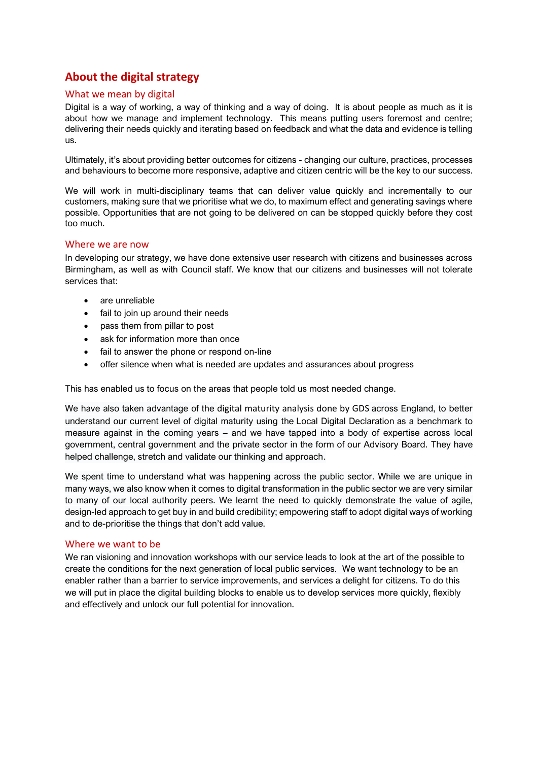## About the digital strategy

### What we mean by digital

Digital is a way of working, a way of thinking and a way of doing. It is about people as much as it is about how we manage and implement technology. This means putting users foremost and centre; delivering their needs quickly and iterating based on feedback and what the data and evidence is telling us.

Ultimately, it's about providing better outcomes for citizens - changing our culture, practices, processes and behaviours to become more responsive, adaptive and citizen centric will be the key to our success.

We will work in multi-disciplinary teams that can deliver value quickly and incrementally to our customers, making sure that we prioritise what we do, to maximum effect and generating savings where possible. Opportunities that are not going to be delivered on can be stopped quickly before they cost too much.

### Where we are now

In developing our strategy, we have done extensive user research with citizens and businesses across Birmingham, as well as with Council staff. We know that our citizens and businesses will not tolerate services that:

- are unreliable
- fail to join up around their needs
- pass them from pillar to post
- ask for information more than once
- fail to answer the phone or respond on-line
- offer silence when what is needed are updates and assurances about progress

This has enabled us to focus on the areas that people told us most needed change.

We have also taken advantage of the digital maturity analysis done by GDS across England, to better understand our current level of digital maturity using the Local Digital Declaration as a benchmark to measure against in the coming years – and we have tapped into a body of expertise across local government, central government and the private sector in the form of our Advisory Board. They have helped challenge, stretch and validate our thinking and approach.

We spent time to understand what was happening across the public sector. While we are unique in many ways, we also know when it comes to digital transformation in the public sector we are very similar to many of our local authority peers. We learnt the need to quickly demonstrate the value of agile, design-led approach to get buy in and build credibility; empowering staff to adopt digital ways of working and to de-prioritise the things that don't add value.

### Where we want to be

We ran visioning and innovation workshops with our service leads to look at the art of the possible to create the conditions for the next generation of local public services. We want technology to be an enabler rather than a barrier to service improvements, and services a delight for citizens. To do this we will put in place the digital building blocks to enable us to develop services more quickly, flexibly and effectively and unlock our full potential for innovation.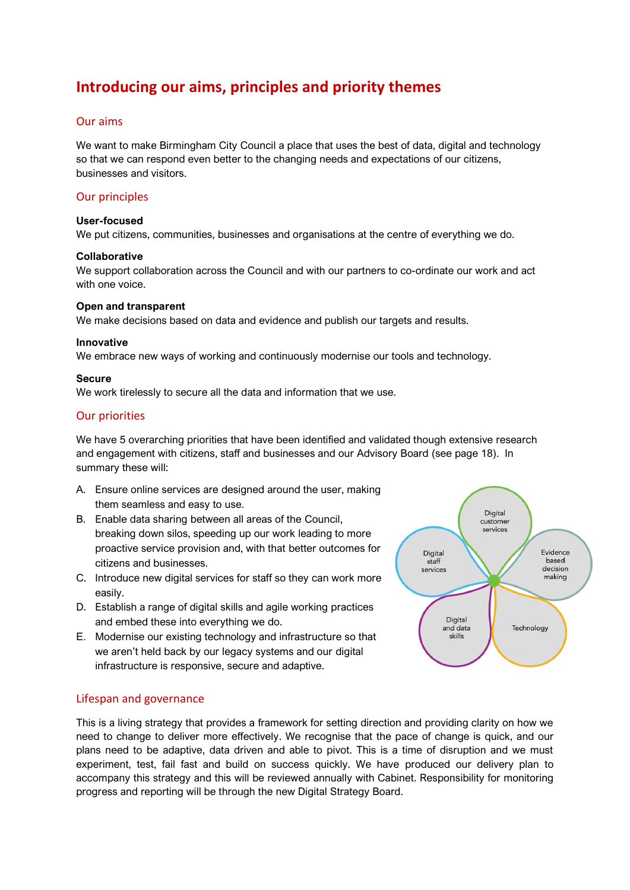# Introducing our aims, principles and priority themes

## Our aims

We want to make Birmingham City Council a place that uses the best of data, digital and technology so that we can respond even better to the changing needs and expectations of our citizens, businesses and visitors.

## Our principles

**User-focused**
We put citizens, communities, businesses and organisations at the centre of everything we do.

**Collaborative**
We support collaboration across the Council and with our partners to co-ordinate our work and act with one voice.

**Open and transparent**
We make decisions based on data and evidence and publish our targets and results.

**Innovative**
We embrace new ways of working and continuously modernise our tools and technology.

**Secure**
We work tirelessly to secure all the data and information that we use.

## Our priorities

We have 5 overarching priorities that have been identified and validated though extensive research and engagement with citizens, staff and businesses and our Advisory Board (see page 18). In summary these will:

A. Ensure online services are designed around the user, making them seamless and easy to use.
B. Enable data sharing between all areas of the Council, breaking down silos, speeding up our work leading to more proactive service provision and, with that better outcomes for citizens and businesses.
C. Introduce new digital services for staff so they can work more easily.
D. Establish a range of digital skills and agile working practices and embed these into everything we do.
E. Modernise our existing technology and infrastructure so that we aren't held back by our legacy systems and our digital infrastructure is responsive, secure and adaptive.

Digital customer services
Digital staff services
Evidence based decision making
Digital and data skills
Technology

## Lifespan and governance

This is a living strategy that provides a framework for setting direction and providing clarity on how we need to change to deliver more effectively. We recognise that the pace of change is quick, and our plans need to be adaptive, data driven and able to pivot. This is a time of disruption and we must experiment, test, fail fast and build on success quickly. We have produced our delivery plan to accompany this strategy and this will be reviewed annually with Cabinet. Responsibility for monitoring progress and reporting will be through the new Digital Strategy Board.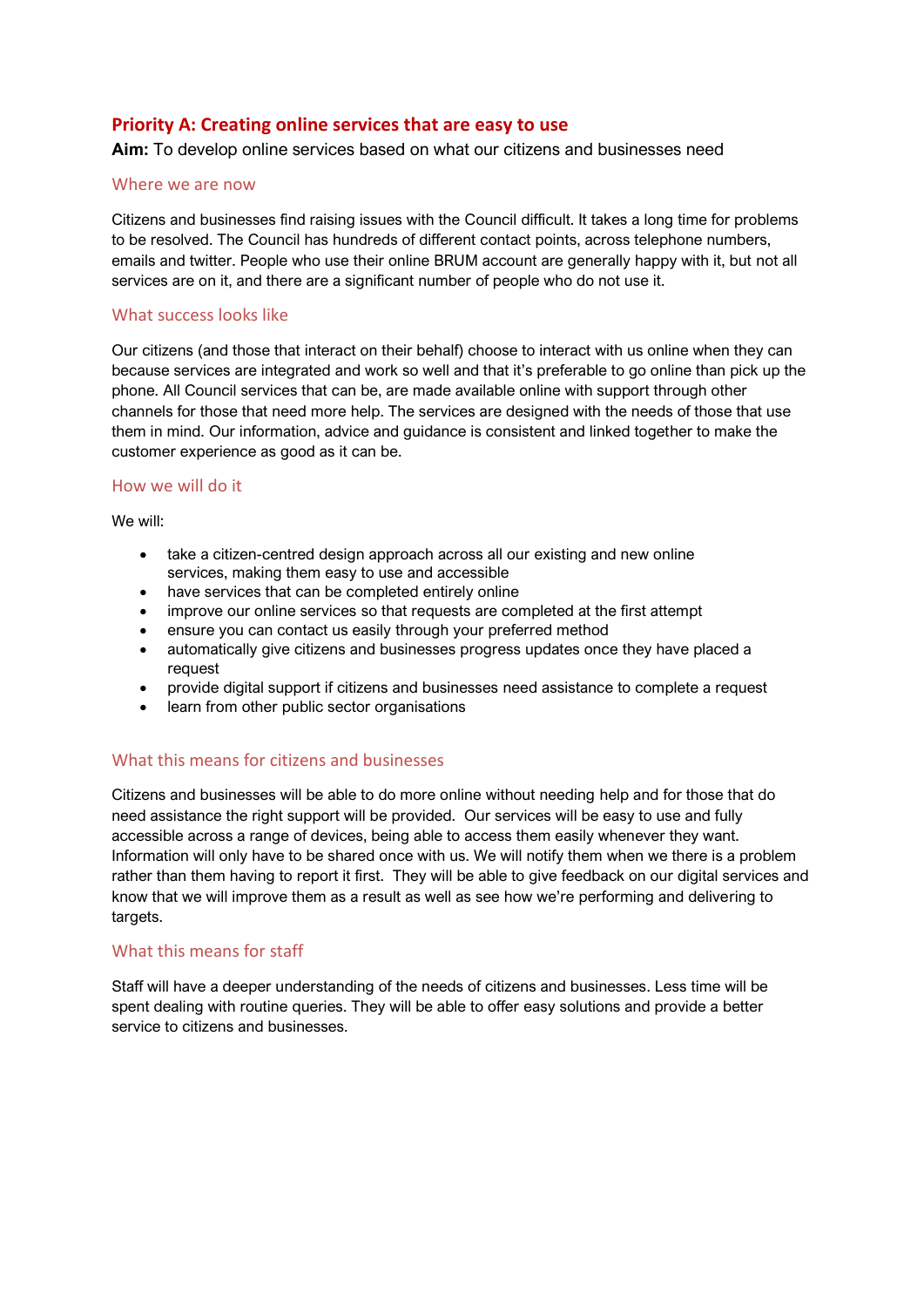## Priority A: Creating online services that are easy to use

**Aim:** To develop online services based on what our citizens and businesses need

### Where we are now

Citizens and businesses find raising issues with the Council difficult. It takes a long time for problems to be resolved. The Council has hundreds of different contact points, across telephone numbers, emails and twitter. People who use their online BRUM account are generally happy with it, but not all services are on it, and there are a significant number of people who do not use it.

### What success looks like

Our citizens (and those that interact on their behalf) choose to interact with us online when they can because services are integrated and work so well and that it's preferable to go online than pick up the phone. All Council services that can be, are made available online with support through other channels for those that need more help. The services are designed with the needs of those that use them in mind. Our information, advice and guidance is consistent and linked together to make the customer experience as good as it can be.

### How we will do it

We will:

- take a citizen-centred design approach across all our existing and new online services, making them easy to use and accessible
- have services that can be completed entirely online
- improve our online services so that requests are completed at the first attempt
- ensure you can contact us easily through your preferred method
- automatically give citizens and businesses progress updates once they have placed a request
- provide digital support if citizens and businesses need assistance to complete a request
- learn from other public sector organisations

### What this means for citizens and businesses

Citizens and businesses will be able to do more online without needing help and for those that do need assistance the right support will be provided. Our services will be easy to use and fully accessible across a range of devices, being able to access them easily whenever they want. Information will only have to be shared once with us. We will notify them when we there is a problem rather than them having to report it first. They will be able to give feedback on our digital services and know that we will improve them as a result as well as see how we're performing and delivering to targets.

### What this means for staff

Staff will have a deeper understanding of the needs of citizens and businesses. Less time will be spent dealing with routine queries. They will be able to offer easy solutions and provide a better service to citizens and businesses.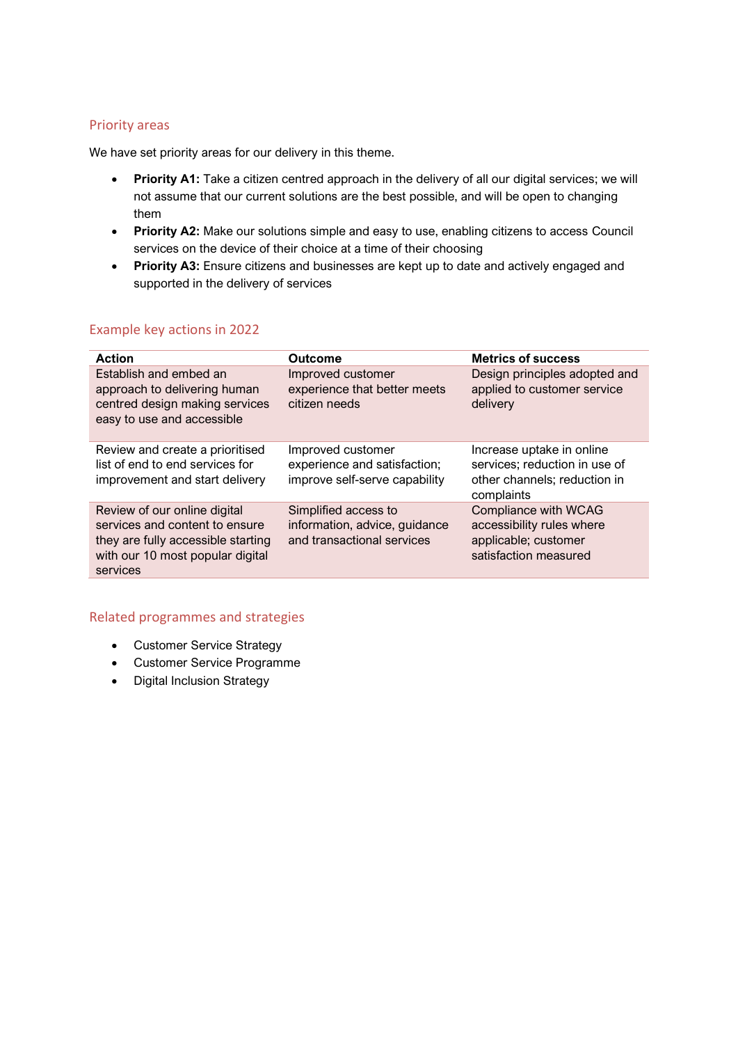## Priority areas

We have set priority areas for our delivery in this theme.

- **Priority A1:** Take a citizen centred approach in the delivery of all our digital services; we will not assume that our current solutions are the best possible, and will be open to changing them
- **Priority A2:** Make our solutions simple and easy to use, enabling citizens to access Council services on the device of their choice at a time of their choosing
- **Priority A3:** Ensure citizens and businesses are kept up to date and actively engaged and supported in the delivery of services

## Example key actions in 2022

| Action | Outcome | Metrics of success |
|---|---|---|
| Establish and embed an approach to delivering human centred design making services easy to use and accessible | Improved customer experience that better meets citizen needs | Design principles adopted and applied to customer service delivery |
| Review and create a prioritised list of end to end services for improvement and start delivery | Improved customer experience and satisfaction; improve self-serve capability | Increase uptake in online services; reduction in use of other channels; reduction in complaints |
| Review of our online digital services and content to ensure they are fully accessible starting with our 10 most popular digital services | Simplified access to information, advice, guidance and transactional services | Compliance with WCAG accessibility rules where applicable; customer satisfaction measured |

## Related programmes and strategies

- Customer Service Strategy
- Customer Service Programme
- Digital Inclusion Strategy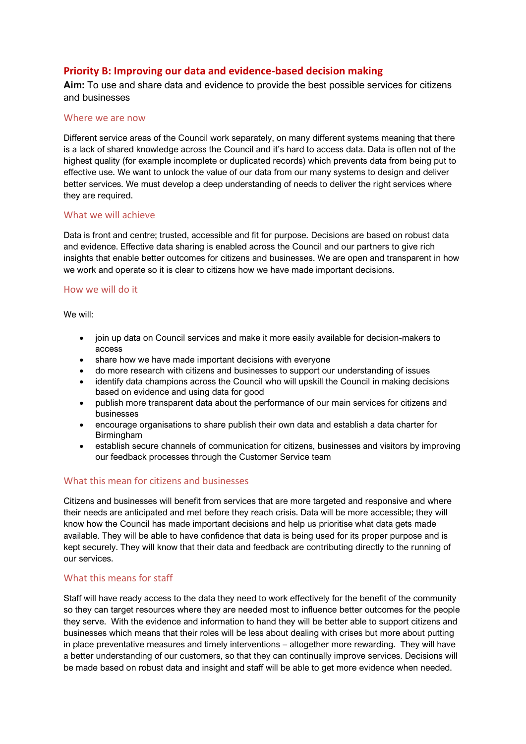## Priority B: Improving our data and evidence-based decision making

**Aim:** To use and share data and evidence to provide the best possible services for citizens and businesses

### Where we are now

Different service areas of the Council work separately, on many different systems meaning that there is a lack of shared knowledge across the Council and it's hard to access data. Data is often not of the highest quality (for example incomplete or duplicated records) which prevents data from being put to effective use. We want to unlock the value of our data from our many systems to design and deliver better services. We must develop a deep understanding of needs to deliver the right services where they are required.

### What we will achieve

Data is front and centre; trusted, accessible and fit for purpose. Decisions are based on robust data and evidence. Effective data sharing is enabled across the Council and our partners to give rich insights that enable better outcomes for citizens and businesses. We are open and transparent in how we work and operate so it is clear to citizens how we have made important decisions.

### How we will do it

We will:

- join up data on Council services and make it more easily available for decision-makers to access
- share how we have made important decisions with everyone
- do more research with citizens and businesses to support our understanding of issues
- identify data champions across the Council who will upskill the Council in making decisions based on evidence and using data for good
- publish more transparent data about the performance of our main services for citizens and businesses
- encourage organisations to share publish their own data and establish a data charter for Birmingham
- establish secure channels of communication for citizens, businesses and visitors by improving our feedback processes through the Customer Service team

### What this mean for citizens and businesses

Citizens and businesses will benefit from services that are more targeted and responsive and where their needs are anticipated and met before they reach crisis. Data will be more accessible; they will know how the Council has made important decisions and help us prioritise what data gets made available. They will be able to have confidence that data is being used for its proper purpose and is kept securely. They will know that their data and feedback are contributing directly to the running of our services.

### What this means for staff

Staff will have ready access to the data they need to work effectively for the benefit of the community so they can target resources where they are needed most to influence better outcomes for the people they serve. With the evidence and information to hand they will be better able to support citizens and businesses which means that their roles will be less about dealing with crises but more about putting in place preventative measures and timely interventions – altogether more rewarding. They will have a better understanding of our customers, so that they can continually improve services. Decisions will be made based on robust data and insight and staff will be able to get more evidence when needed.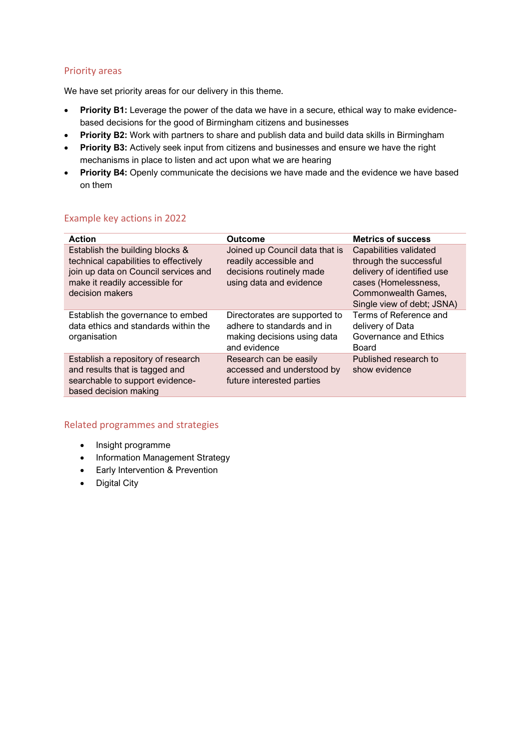## Priority areas

We have set priority areas for our delivery in this theme.

- **Priority B1:** Leverage the power of the data we have in a secure, ethical way to make evidence-based decisions for the good of Birmingham citizens and businesses
- **Priority B2:** Work with partners to share and publish data and build data skills in Birmingham
- **Priority B3:** Actively seek input from citizens and businesses and ensure we have the right mechanisms in place to listen and act upon what we are hearing
- **Priority B4:** Openly communicate the decisions we have made and the evidence we have based on them

## Example key actions in 2022

| Action | Outcome | Metrics of success |
| --- | --- | --- |
| Establish the building blocks & technical capabilities to effectively join up data on Council services and make it readily accessible for decision makers | Joined up Council data that is readily accessible and decisions routinely made using data and evidence | Capabilities validated through the successful delivery of identified use cases (Homelessness, Commonwealth Games, Single view of debt; JSNA) |
| Establish the governance to embed data ethics and standards within the organisation | Directorates are supported to adhere to standards and in making decisions using data and evidence | Terms of Reference and delivery of Data Governance and Ethics Board |
| Establish a repository of research and results that is tagged and searchable to support evidence-based decision making | Research can be easily accessed and understood by future interested parties | Published research to show evidence |

## Related programmes and strategies

- Insight programme
- Information Management Strategy
- Early Intervention & Prevention
- Digital City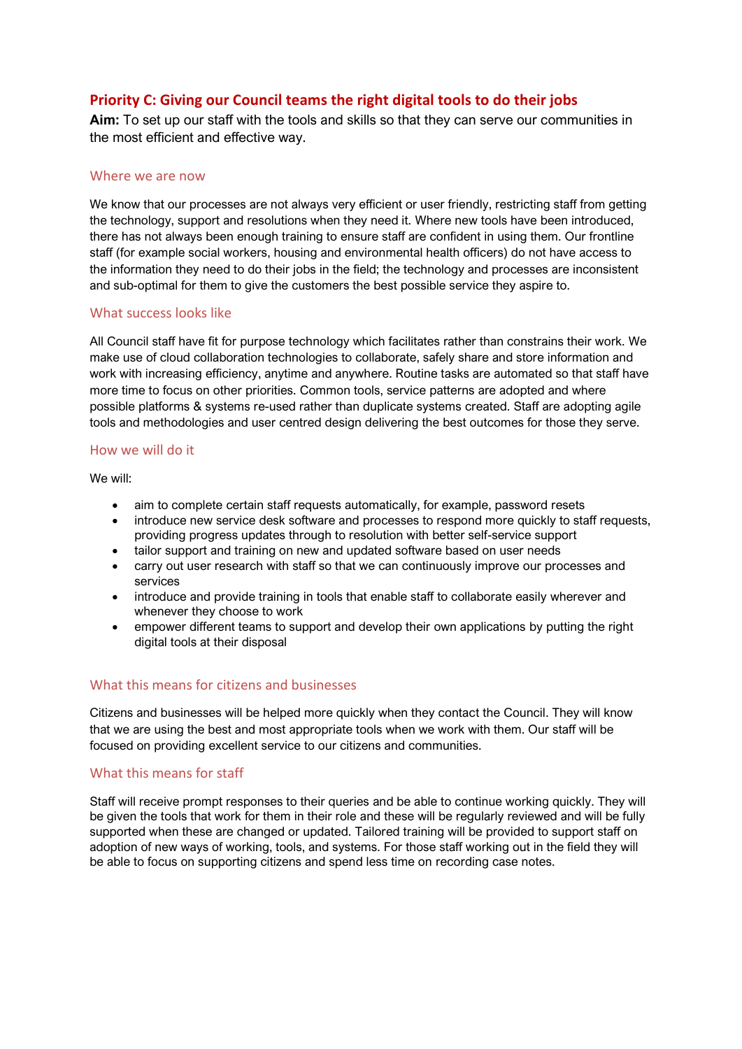## Priority C: Giving our Council teams the right digital tools to do their jobs

**Aim:** To set up our staff with the tools and skills so that they can serve our communities in the most efficient and effective way.

### Where we are now

We know that our processes are not always very efficient or user friendly, restricting staff from getting the technology, support and resolutions when they need it. Where new tools have been introduced, there has not always been enough training to ensure staff are confident in using them. Our frontline staff (for example social workers, housing and environmental health officers) do not have access to the information they need to do their jobs in the field; the technology and processes are inconsistent and sub-optimal for them to give the customers the best possible service they aspire to.

### What success looks like

All Council staff have fit for purpose technology which facilitates rather than constrains their work. We make use of cloud collaboration technologies to collaborate, safely share and store information and work with increasing efficiency, anytime and anywhere. Routine tasks are automated so that staff have more time to focus on other priorities. Common tools, service patterns are adopted and where possible platforms & systems re-used rather than duplicate systems created. Staff are adopting agile tools and methodologies and user centred design delivering the best outcomes for those they serve.

### How we will do it

We will:

- aim to complete certain staff requests automatically, for example, password resets
- introduce new service desk software and processes to respond more quickly to staff requests, providing progress updates through to resolution with better self-service support
- tailor support and training on new and updated software based on user needs
- carry out user research with staff so that we can continuously improve our processes and services
- introduce and provide training in tools that enable staff to collaborate easily wherever and whenever they choose to work
- empower different teams to support and develop their own applications by putting the right digital tools at their disposal

### What this means for citizens and businesses

Citizens and businesses will be helped more quickly when they contact the Council. They will know that we are using the best and most appropriate tools when we work with them. Our staff will be focused on providing excellent service to our citizens and communities.

### What this means for staff

Staff will receive prompt responses to their queries and be able to continue working quickly. They will be given the tools that work for them in their role and these will be regularly reviewed and will be fully supported when these are changed or updated. Tailored training will be provided to support staff on adoption of new ways of working, tools, and systems. For those staff working out in the field they will be able to focus on supporting citizens and spend less time on recording case notes.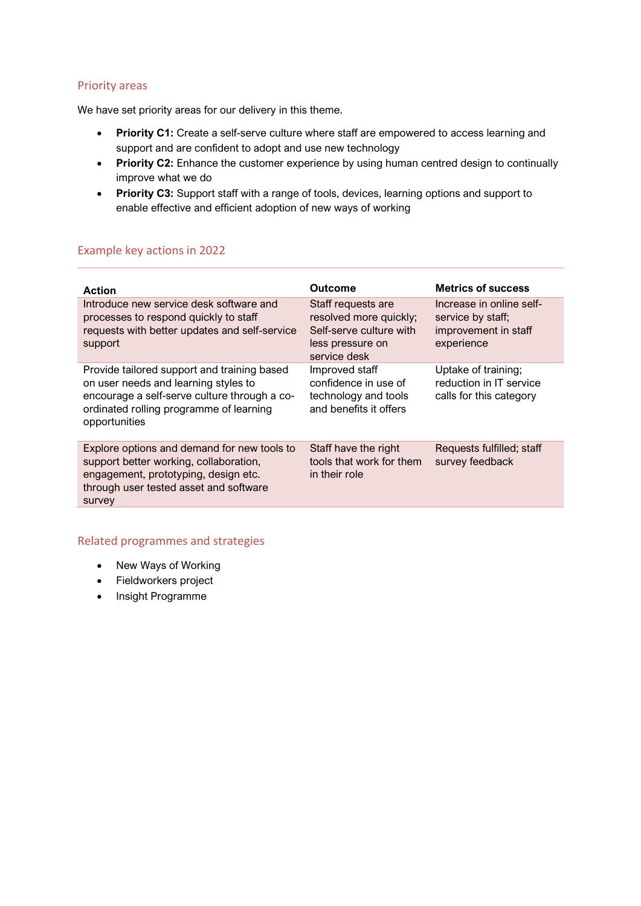## Priority areas

We have set priority areas for our delivery in this theme.

- **Priority C1:** Create a self-serve culture where staff are empowered to access learning and support and are confident to adopt and use new technology
- **Priority C2:** Enhance the customer experience by using human centred design to continually improve what we do
- **Priority C3:** Support staff with a range of tools, devices, learning options and support to enable effective and efficient adoption of new ways of working

## Example key actions in 2022

| Action | Outcome | Metrics of success |
|---|---|---|
| Introduce new service desk software and processes to respond quickly to staff requests with better updates and self-service support | Staff requests are resolved more quickly; Self-serve culture with less pressure on service desk | Increase in online self-service by staff; improvement in staff experience |
| Provide tailored support and training based on user needs and learning styles to encourage a self-serve culture through a co-ordinated rolling programme of learning opportunities | Improved staff confidence in use of technology and tools and benefits it offers | Uptake of training; reduction in IT service calls for this category |
| Explore options and demand for new tools to support better working, collaboration, engagement, prototyping, design etc. through user tested asset and software survey | Staff have the right tools that work for them in their role | Requests fulfilled; staff survey feedback |

## Related programmes and strategies

- New Ways of Working
- Fieldworkers project
- Insight Programme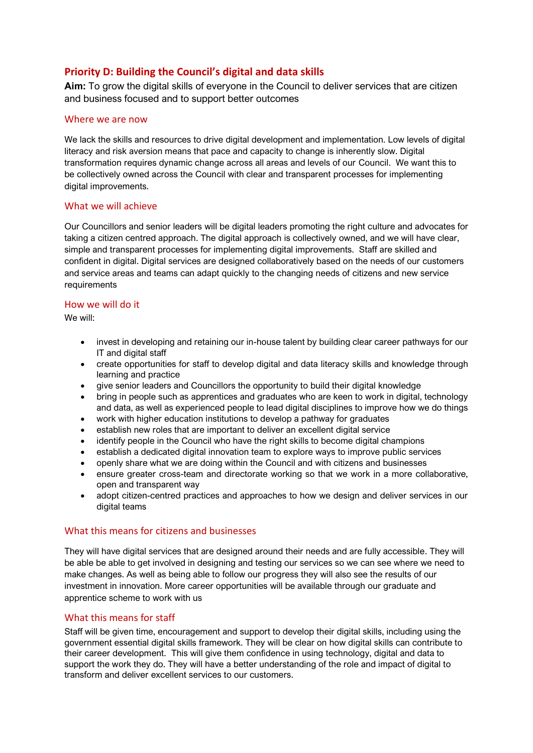## Priority D: Building the Council's digital and data skills

**Aim:** To grow the digital skills of everyone in the Council to deliver services that are citizen and business focused and to support better outcomes

### Where we are now

We lack the skills and resources to drive digital development and implementation. Low levels of digital literacy and risk aversion means that pace and capacity to change is inherently slow. Digital transformation requires dynamic change across all areas and levels of our Council. We want this to be collectively owned across the Council with clear and transparent processes for implementing digital improvements.

### What we will achieve

Our Councillors and senior leaders will be digital leaders promoting the right culture and advocates for taking a citizen centred approach. The digital approach is collectively owned, and we will have clear, simple and transparent processes for implementing digital improvements. Staff are skilled and confident in digital. Digital services are designed collaboratively based on the needs of our customers and service areas and teams can adapt quickly to the changing needs of citizens and new service requirements

### How we will do it

We will:

- invest in developing and retaining our in-house talent by building clear career pathways for our IT and digital staff
- create opportunities for staff to develop digital and data literacy skills and knowledge through learning and practice
- give senior leaders and Councillors the opportunity to build their digital knowledge
- bring in people such as apprentices and graduates who are keen to work in digital, technology and data, as well as experienced people to lead digital disciplines to improve how we do things
- work with higher education institutions to develop a pathway for graduates
- establish new roles that are important to deliver an excellent digital service
- identify people in the Council who have the right skills to become digital champions
- establish a dedicated digital innovation team to explore ways to improve public services
- openly share what we are doing within the Council and with citizens and businesses
- ensure greater cross-team and directorate working so that we work in a more collaborative, open and transparent way
- adopt citizen-centred practices and approaches to how we design and deliver services in our digital teams

### What this means for citizens and businesses

They will have digital services that are designed around their needs and are fully accessible. They will be able be able to get involved in designing and testing our services so we can see where we need to make changes. As well as being able to follow our progress they will also see the results of our investment in innovation. More career opportunities will be available through our graduate and apprentice scheme to work with us

### What this means for staff

Staff will be given time, encouragement and support to develop their digital skills, including using the government essential digital skills framework. They will be clear on how digital skills can contribute to their career development. This will give them confidence in using technology, digital and data to support the work they do. They will have a better understanding of the role and impact of digital to transform and deliver excellent services to our customers.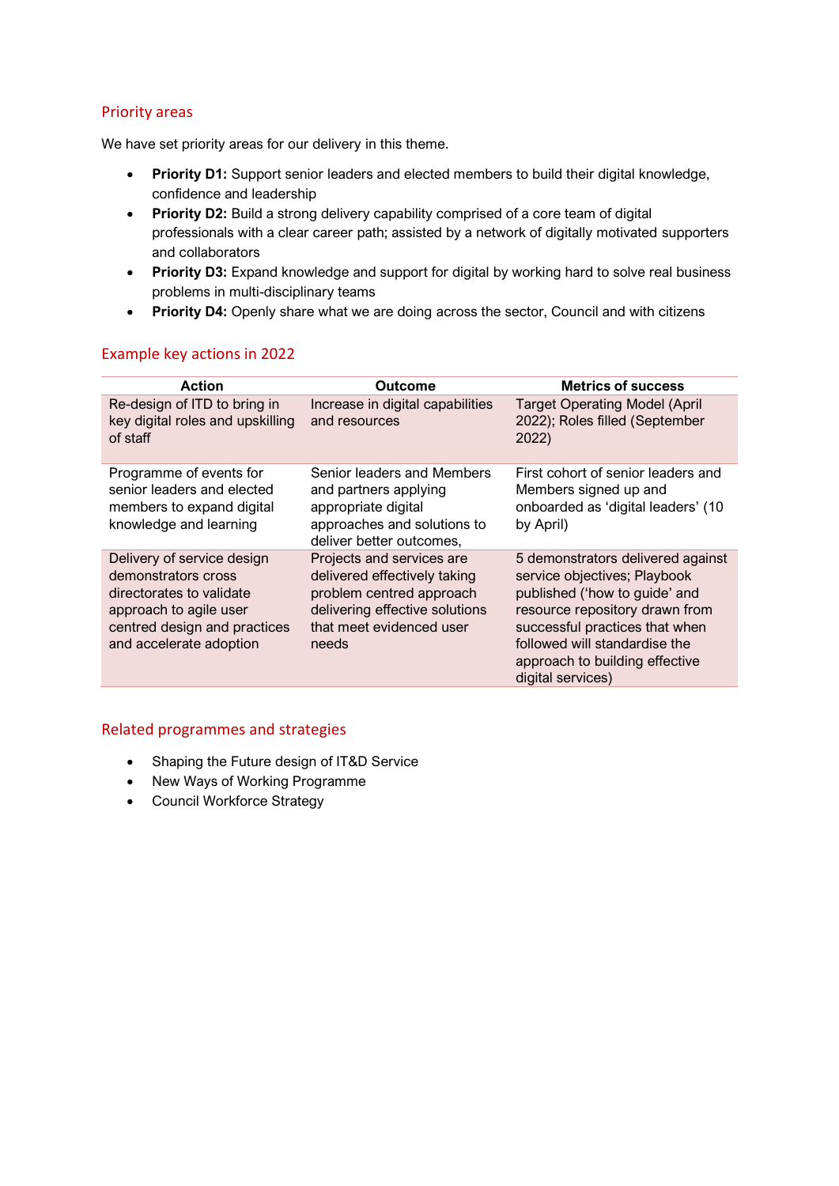## Priority areas

We have set priority areas for our delivery in this theme.

- **Priority D1:** Support senior leaders and elected members to build their digital knowledge, confidence and leadership
- **Priority D2:** Build a strong delivery capability comprised of a core team of digital professionals with a clear career path; assisted by a network of digitally motivated supporters and collaborators
- **Priority D3:** Expand knowledge and support for digital by working hard to solve real business problems in multi-disciplinary teams
- **Priority D4:** Openly share what we are doing across the sector, Council and with citizens

## Example key actions in 2022

| Action | Outcome | Metrics of success |
|---|---|---|
| Re-design of ITD to bring in key digital roles and upskilling of staff | Increase in digital capabilities and resources | Target Operating Model (April 2022); Roles filled (September 2022) |
| Programme of events for senior leaders and elected members to expand digital knowledge and learning | Senior leaders and Members and partners applying appropriate digital approaches and solutions to deliver better outcomes, | First cohort of senior leaders and Members signed up and onboarded as 'digital leaders' (10 by April) |
| Delivery of service design demonstrators cross directorates to validate approach to agile user centred design and practices and accelerate adoption | Projects and services are delivered effectively taking problem centred approach delivering effective solutions that meet evidenced user needs | 5 demonstrators delivered against service objectives; Playbook published ('how to guide' and resource repository drawn from successful practices that when followed will standardise the approach to building effective digital services) |

## Related programmes and strategies

- Shaping the Future design of IT&D Service
- New Ways of Working Programme
- Council Workforce Strategy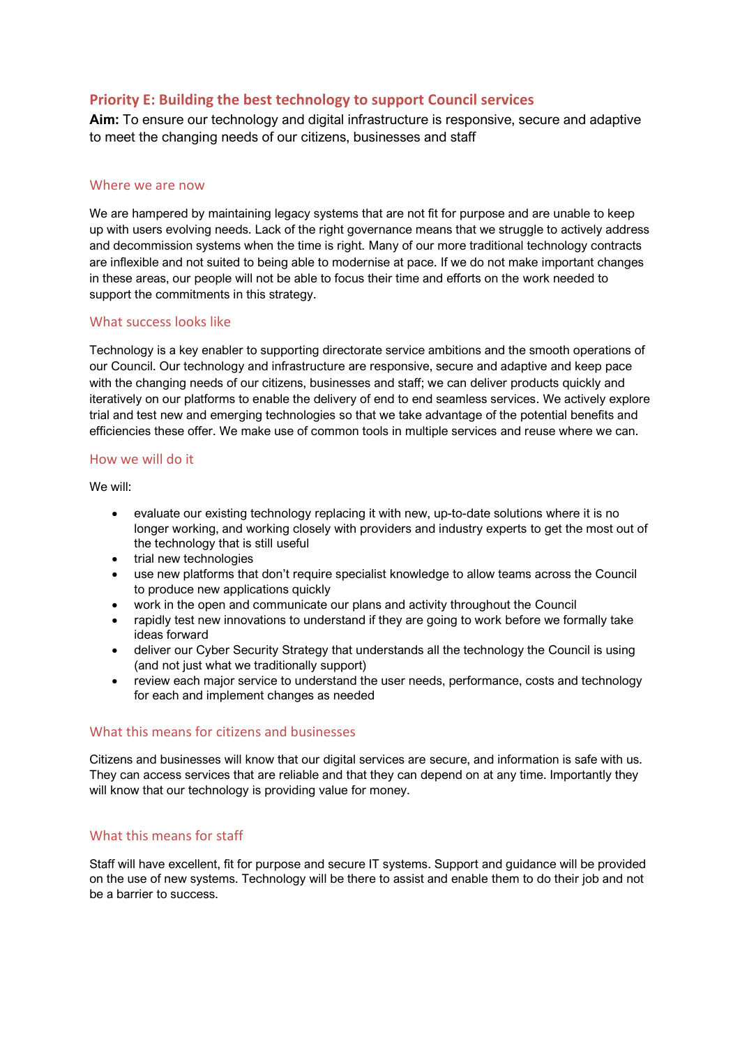## Priority E: Building the best technology to support Council services

**Aim:** To ensure our technology and digital infrastructure is responsive, secure and adaptive to meet the changing needs of our citizens, businesses and staff

### Where we are now

We are hampered by maintaining legacy systems that are not fit for purpose and are unable to keep up with users evolving needs. Lack of the right governance means that we struggle to actively address and decommission systems when the time is right. Many of our more traditional technology contracts are inflexible and not suited to being able to modernise at pace. If we do not make important changes in these areas, our people will not be able to focus their time and efforts on the work needed to support the commitments in this strategy.

### What success looks like

Technology is a key enabler to supporting directorate service ambitions and the smooth operations of our Council. Our technology and infrastructure are responsive, secure and adaptive and keep pace with the changing needs of our citizens, businesses and staff; we can deliver products quickly and iteratively on our platforms to enable the delivery of end to end seamless services. We actively explore trial and test new and emerging technologies so that we take advantage of the potential benefits and efficiencies these offer. We make use of common tools in multiple services and reuse where we can.

### How we will do it

We will:

- evaluate our existing technology replacing it with new, up-to-date solutions where it is no longer working, and working closely with providers and industry experts to get the most out of the technology that is still useful
- trial new technologies
- use new platforms that don't require specialist knowledge to allow teams across the Council to produce new applications quickly
- work in the open and communicate our plans and activity throughout the Council
- rapidly test new innovations to understand if they are going to work before we formally take ideas forward
- deliver our Cyber Security Strategy that understands all the technology the Council is using (and not just what we traditionally support)
- review each major service to understand the user needs, performance, costs and technology for each and implement changes as needed

### What this means for citizens and businesses

Citizens and businesses will know that our digital services are secure, and information is safe with us. They can access services that are reliable and that they can depend on at any time. Importantly they will know that our technology is providing value for money.

### What this means for staff

Staff will have excellent, fit for purpose and secure IT systems. Support and guidance will be provided on the use of new systems. Technology will be there to assist and enable them to do their job and not be a barrier to success.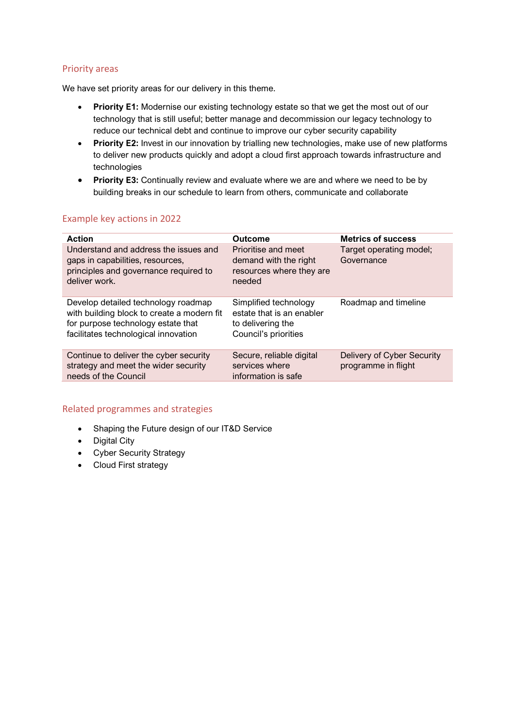## Priority areas

We have set priority areas for our delivery in this theme.

- **Priority E1:** Modernise our existing technology estate so that we get the most out of our technology that is still useful; better manage and decommission our legacy technology to reduce our technical debt and continue to improve our cyber security capability
- **Priority E2:** Invest in our innovation by trialling new technologies, make use of new platforms to deliver new products quickly and adopt a cloud first approach towards infrastructure and technologies
- **Priority E3:** Continually review and evaluate where we are and where we need to be by building breaks in our schedule to learn from others, communicate and collaborate

## Example key actions in 2022

| Action | Outcome | Metrics of success |
|---|---|---|
| Understand and address the issues and gaps in capabilities, resources, principles and governance required to deliver work. | Prioritise and meet demand with the right resources where they are needed | Target operating model; Governance |
| Develop detailed technology roadmap with building block to create a modern fit for purpose technology estate that facilitates technological innovation | Simplified technology estate that is an enabler to delivering the Council's priorities | Roadmap and timeline |
| Continue to deliver the cyber security strategy and meet the wider security needs of the Council | Secure, reliable digital services where information is safe | Delivery of Cyber Security programme in flight |

## Related programmes and strategies

- Shaping the Future design of our IT&D Service
- Digital City
- Cyber Security Strategy
- Cloud First strategy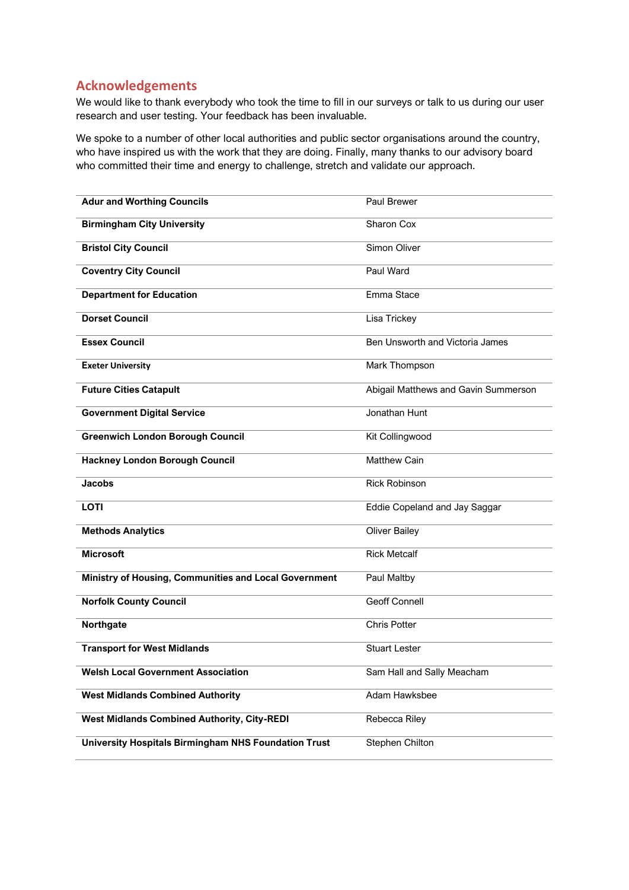## Acknowledgements

We would like to thank everybody who took the time to fill in our surveys or talk to us during our user research and user testing. Your feedback has been invaluable.

We spoke to a number of other local authorities and public sector organisations around the country, who have inspired us with the work that they are doing. Finally, many thanks to our advisory board who committed their time and energy to challenge, stretch and validate our approach.

| | |
|---|---|
| **Adur and Worthing Councils** | Paul Brewer |
| **Birmingham City University** | Sharon Cox |
| **Bristol City Council** | Simon Oliver |
| **Coventry City Council** | Paul Ward |
| **Department for Education** | Emma Stace |
| **Dorset Council** | Lisa Trickey |
| **Essex Council** | Ben Unsworth and Victoria James |
| **Exeter University** | Mark Thompson |
| **Future Cities Catapult** | Abigail Matthews and Gavin Summerson |
| **Government Digital Service** | Jonathan Hunt |
| **Greenwich London Borough Council** | Kit Collingwood |
| **Hackney London Borough Council** | Matthew Cain |
| **Jacobs** | Rick Robinson |
| **LOTI** | Eddie Copeland and Jay Saggar |
| **Methods Analytics** | Oliver Bailey |
| **Microsoft** | Rick Metcalf |
| **Ministry of Housing, Communities and Local Government** | Paul Maltby |
| **Norfolk County Council** | Geoff Connell |
| **Northgate** | Chris Potter |
| **Transport for West Midlands** | Stuart Lester |
| **Welsh Local Government Association** | Sam Hall and Sally Meacham |
| **West Midlands Combined Authority** | Adam Hawksbee |
| **West Midlands Combined Authority, City-REDI** | Rebecca Riley |
| **University Hospitals Birmingham NHS Foundation Trust** | Stephen Chilton |